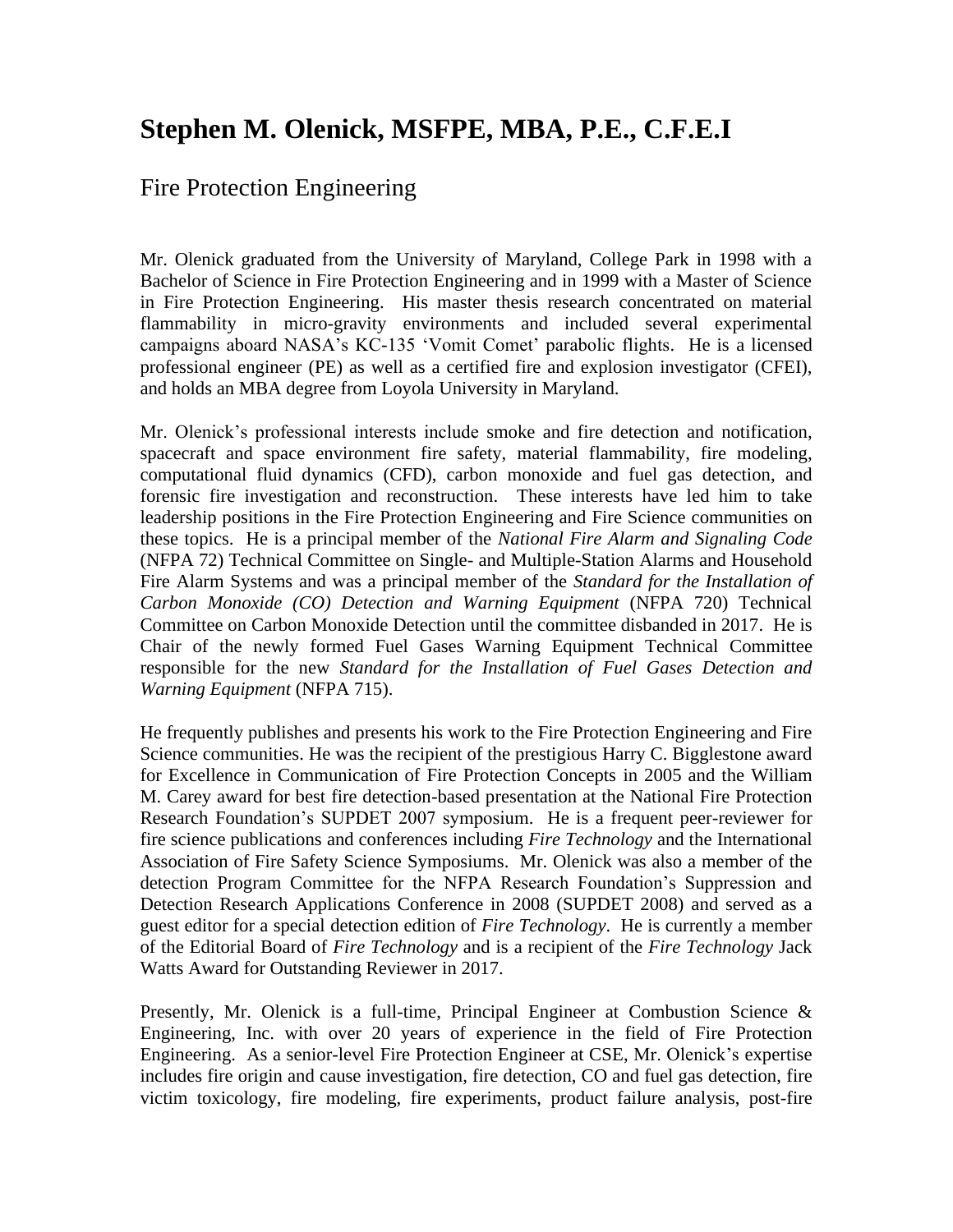# Stephen M. Olenick, MSFPE, MBA, P.E., C.F.E.I

## Fire Protection Engineering

Mr. Olenick graduated from the University of Maryland, College Park in 1998 with a Bachelor of Science in Fire Protection Engineering and in 1999 with a Master of Science in Fire Protection Engineering. His master thesis research concentrated on material flammability in micro-gravity environments and included several experimental campaigns aboard NASA's KC-135 'Vomit Comet' parabolic flights. He is a licensed professional engineer (PE) as well as a certified fire and explosion investigator (CFEI), and holds an MBA degree from Loyola University in Maryland.

Mr. Olenick's professional interests include smoke and fire detection and notification, spacecraft and space environment fire safety, material flammability, fire modeling, computational fluid dynamics (CFD), carbon monoxide and fuel gas detection, and forensic fire investigation and reconstruction. These interests have led him to take leadership positions in the Fire Protection Engineering and Fire Science communities on these topics. He is a principal member of the *National Fire Alarm and Signaling Code* (NFPA 72) Technical Committee on Single- and Multiple-Station Alarms and Household Fire Alarm Systems and was a principal member of the *Standard for the Installation of Carbon Monoxide (CO) Detection and Warning Equipment* (NFPA 720) Technical Committee on Carbon Monoxide Detection until the committee disbanded in 2017. He is Chair of the newly formed Fuel Gases Warning Equipment Technical Committee responsible for the new *Standard for the Installation of Fuel Gases Detection and Warning Equipment* (NFPA 715).

He frequently publishes and presents his work to the Fire Protection Engineering and Fire Science communities. He was the recipient of the prestigious Harry C. Bigglestone award for Excellence in Communication of Fire Protection Concepts in 2005 and the William M. Carey award for best fire detection-based presentation at the National Fire Protection Research Foundation's SUPDET 2007 symposium. He is a frequent peer-reviewer for fire science publications and conferences including *Fire Technology* and the International Association of Fire Safety Science Symposiums. Mr. Olenick was also a member of the detection Program Committee for the NFPA Research Foundation's Suppression and Detection Research Applications Conference in 2008 (SUPDET 2008) and served as a guest editor for a special detection edition of *Fire Technology*. He is currently a member of the Editorial Board of *Fire Technology* and is a recipient of the *Fire Technology* Jack Watts Award for Outstanding Reviewer in 2017.

Presently, Mr. Olenick is a full-time, Principal Engineer at Combustion Science & Engineering, Inc. with over 20 years of experience in the field of Fire Protection Engineering. As a senior-level Fire Protection Engineer at CSE, Mr. Olenick's expertise includes fire origin and cause investigation, fire detection, CO and fuel gas detection, fire victim toxicology, fire modeling, fire experiments, product failure analysis, post-fire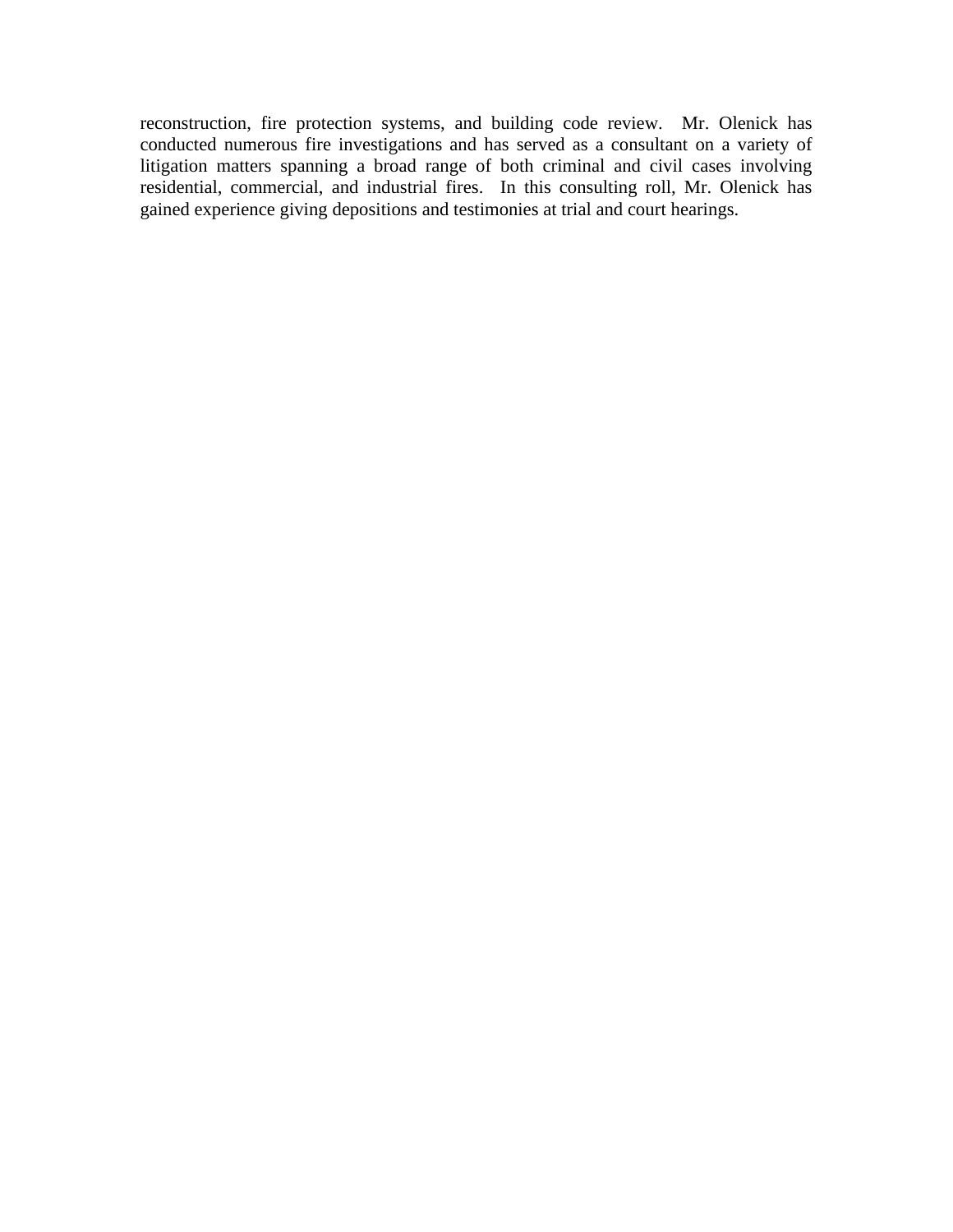reconstruction, fire protection systems, and building code review. Mr. Olenick has conducted numerous fire investigations and has served as a consultant on a variety of litigation matters spanning a broad range of both criminal and civil cases involving residential, commercial, and industrial fires. In this consulting roll, Mr. Olenick has gained experience giving depositions and testimonies at trial and court hearings.